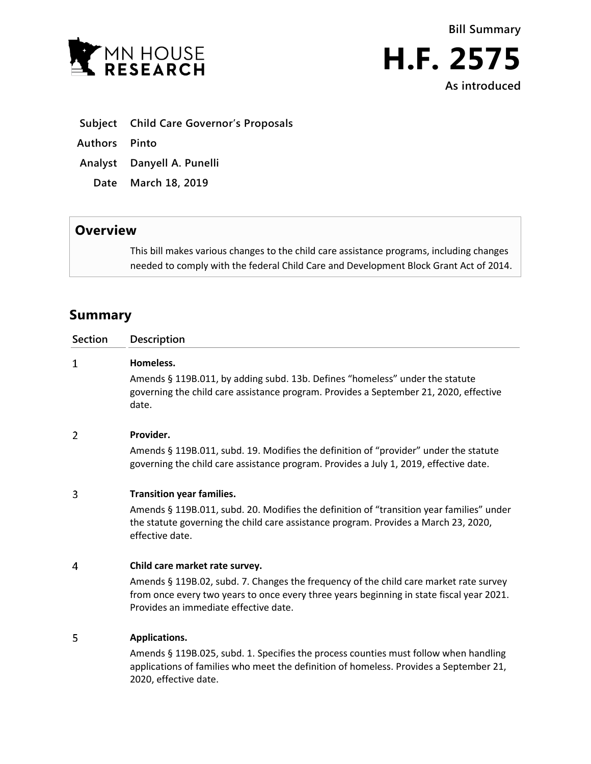MN HOUSE RESEARCH

**Bill Summary**

# H.F. 2575

**As introduced**

| | |
|---|---|
| **Subject** | **Child Care Governor's Proposals** |
| **Authors** | **Pinto** |
| **Analyst** | **Danyell A. Punelli** |
| **Date** | **March 18, 2019** |

## Overview

This bill makes various changes to the child care assistance programs, including changes needed to comply with the federal Child Care and Development Block Grant Act of 2014.

## Summary

| Section | Description |
|---|---|
| 1 | **Homeless.**<br>Amends § 119B.011, by adding subd. 13b. Defines "homeless" under the statute governing the child care assistance program. Provides a September 21, 2020, effective date. |
| 2 | **Provider.**<br>Amends § 119B.011, subd. 19. Modifies the definition of "provider" under the statute governing the child care assistance program. Provides a July 1, 2019, effective date. |
| 3 | **Transition year families.**<br>Amends § 119B.011, subd. 20. Modifies the definition of "transition year families" under the statute governing the child care assistance program. Provides a March 23, 2020, effective date. |
| 4 | **Child care market rate survey.**<br>Amends § 119B.02, subd. 7. Changes the frequency of the child care market rate survey from once every two years to once every three years beginning in state fiscal year 2021. Provides an immediate effective date. |
| 5 | **Applications.**<br>Amends § 119B.025, subd. 1. Specifies the process counties must follow when handling applications of families who meet the definition of homeless. Provides a September 21, 2020, effective date. |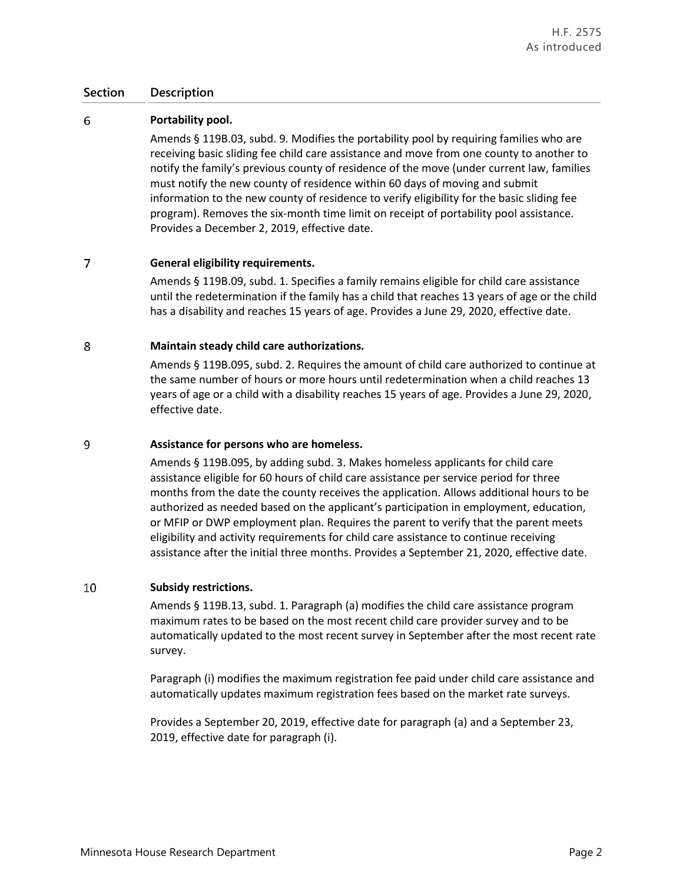| Section | Description |
|---|---|
| 6 | **Portability pool.**<br><br>Amends § 119B.03, subd. 9. Modifies the portability pool by requiring families who are receiving basic sliding fee child care assistance and move from one county to another to notify the family's previous county of residence of the move (under current law, families must notify the new county of residence within 60 days of moving and submit information to the new county of residence to verify eligibility for the basic sliding fee program). Removes the six-month time limit on receipt of portability pool assistance. Provides a December 2, 2019, effective date. |
| 7 | **General eligibility requirements.**<br><br>Amends § 119B.09, subd. 1. Specifies a family remains eligible for child care assistance until the redetermination if the family has a child that reaches 13 years of age or the child has a disability and reaches 15 years of age. Provides a June 29, 2020, effective date. |
| 8 | **Maintain steady child care authorizations.**<br><br>Amends § 119B.095, subd. 2. Requires the amount of child care authorized to continue at the same number of hours or more hours until redetermination when a child reaches 13 years of age or a child with a disability reaches 15 years of age. Provides a June 29, 2020, effective date. |
| 9 | **Assistance for persons who are homeless.**<br><br>Amends § 119B.095, by adding subd. 3. Makes homeless applicants for child care assistance eligible for 60 hours of child care assistance per service period for three months from the date the county receives the application. Allows additional hours to be authorized as needed based on the applicant's participation in employment, education, or MFIP or DWP employment plan. Requires the parent to verify that the parent meets eligibility and activity requirements for child care assistance to continue receiving assistance after the initial three months. Provides a September 21, 2020, effective date. |
| 10 | **Subsidy restrictions.**<br><br>Amends § 119B.13, subd. 1. Paragraph (a) modifies the child care assistance program maximum rates to be based on the most recent child care provider survey and to be automatically updated to the most recent survey in September after the most recent rate survey.<br><br>Paragraph (i) modifies the maximum registration fee paid under child care assistance and automatically updates maximum registration fees based on the market rate surveys.<br><br>Provides a September 20, 2019, effective date for paragraph (a) and a September 23, 2019, effective date for paragraph (i). |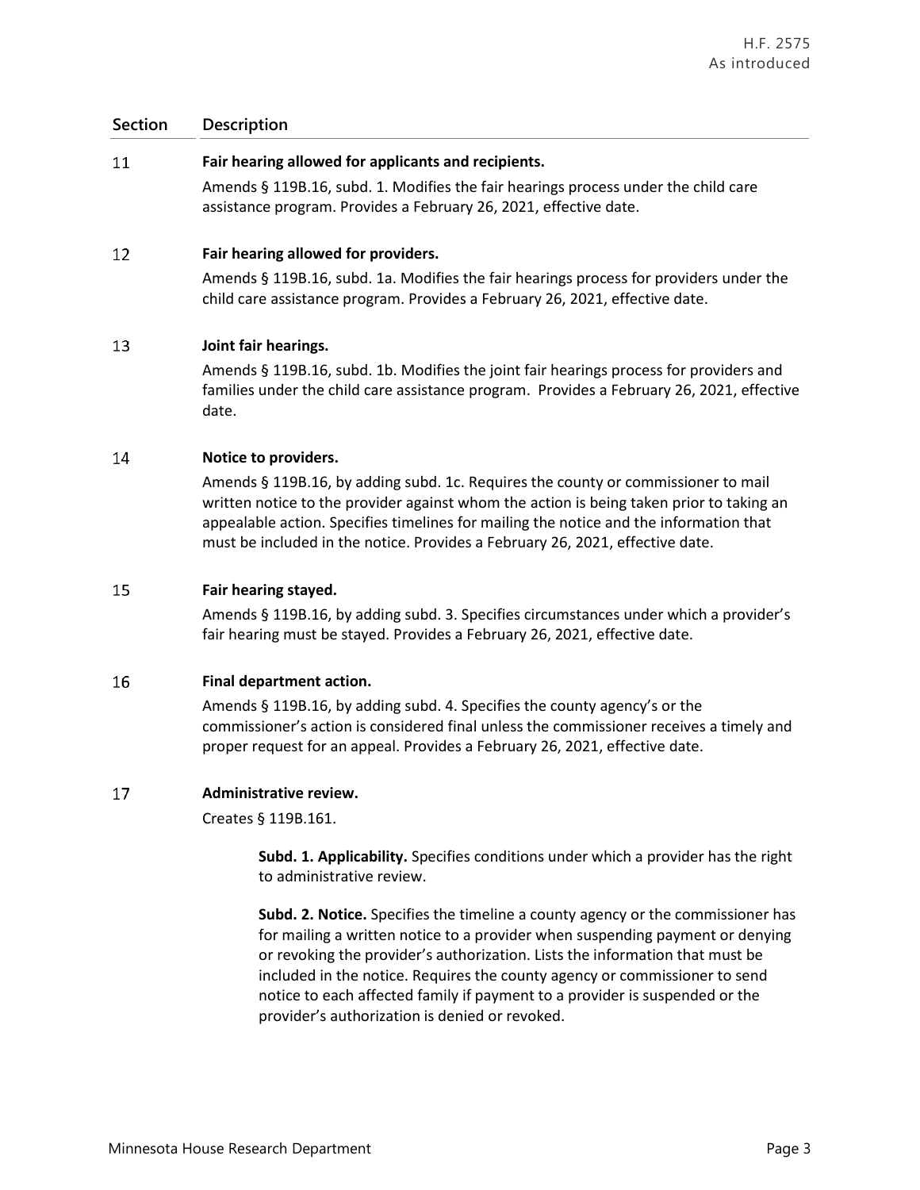| Section | Description |
|---|---|
| 11 | **Fair hearing allowed for applicants and recipients.**<br>Amends § 119B.16, subd. 1. Modifies the fair hearings process under the child care assistance program. Provides a February 26, 2021, effective date. |
| 12 | **Fair hearing allowed for providers.**<br>Amends § 119B.16, subd. 1a. Modifies the fair hearings process for providers under the child care assistance program. Provides a February 26, 2021, effective date. |
| 13 | **Joint fair hearings.**<br>Amends § 119B.16, subd. 1b. Modifies the joint fair hearings process for providers and families under the child care assistance program. Provides a February 26, 2021, effective date. |
| 14 | **Notice to providers.**<br>Amends § 119B.16, by adding subd. 1c. Requires the county or commissioner to mail written notice to the provider against whom the action is being taken prior to taking an appealable action. Specifies timelines for mailing the notice and the information that must be included in the notice. Provides a February 26, 2021, effective date. |
| 15 | **Fair hearing stayed.**<br>Amends § 119B.16, by adding subd. 3. Specifies circumstances under which a provider's fair hearing must be stayed. Provides a February 26, 2021, effective date. |
| 16 | **Final department action.**<br>Amends § 119B.16, by adding subd. 4. Specifies the county agency's or the commissioner's action is considered final unless the commissioner receives a timely and proper request for an appeal. Provides a February 26, 2021, effective date. |
| 17 | **Administrative review.**<br>Creates § 119B.161.<br><br>**Subd. 1. Applicability.** Specifies conditions under which a provider has the right to administrative review.<br><br>**Subd. 2. Notice.** Specifies the timeline a county agency or the commissioner has for mailing a written notice to a provider when suspending payment or denying or revoking the provider's authorization. Lists the information that must be included in the notice. Requires the county agency or commissioner to send notice to each affected family if payment to a provider is suspended or the provider's authorization is denied or revoked. |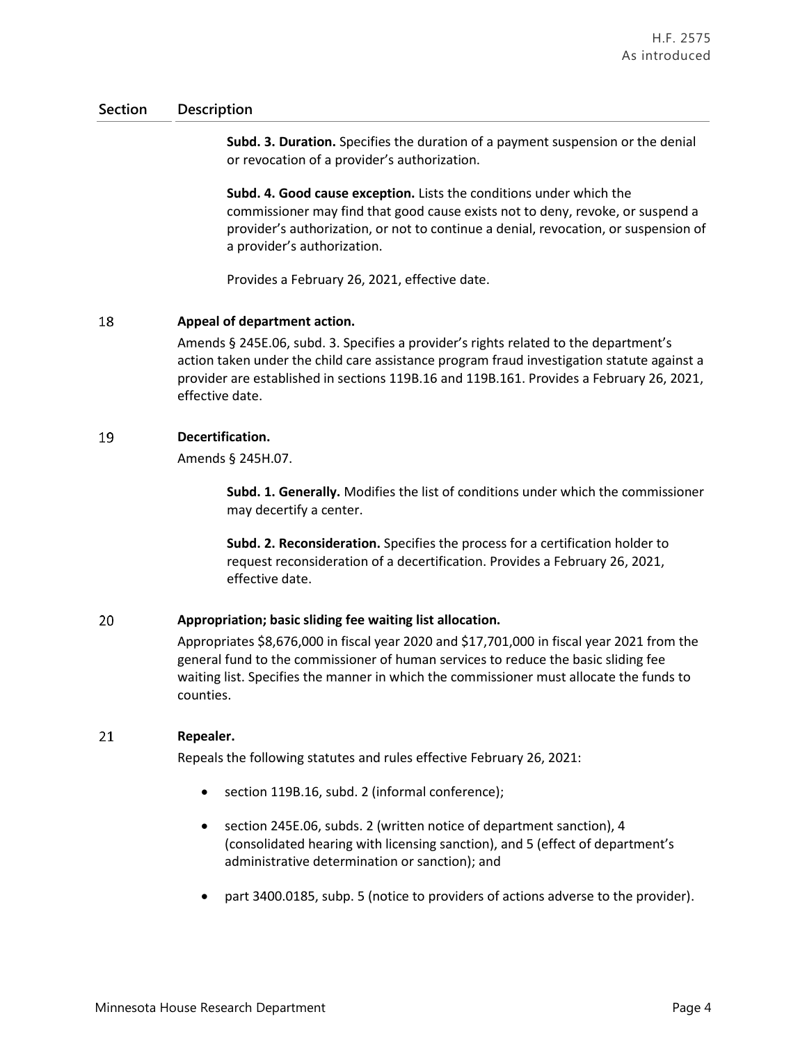| Section | Description |
|---|---|
| | **Subd. 3. Duration.** Specifies the duration of a payment suspension or the denial or revocation of a provider's authorization.<br><br>**Subd. 4. Good cause exception.** Lists the conditions under which the commissioner may find that good cause exists not to deny, revoke, or suspend a provider's authorization, or not to continue a denial, revocation, or suspension of a provider's authorization.<br><br>Provides a February 26, 2021, effective date. |
| 18 | **Appeal of department action.**<br>Amends § 245E.06, subd. 3. Specifies a provider's rights related to the department's action taken under the child care assistance program fraud investigation statute against a provider are established in sections 119B.16 and 119B.161. Provides a February 26, 2021, effective date. |
| 19 | **Decertification.**<br>Amends § 245H.07.<br><br>**Subd. 1. Generally.** Modifies the list of conditions under which the commissioner may decertify a center.<br><br>**Subd. 2. Reconsideration.** Specifies the process for a certification holder to request reconsideration of a decertification. Provides a February 26, 2021, effective date. |
| 20 | **Appropriation; basic sliding fee waiting list allocation.**<br>Appropriates $8,676,000 in fiscal year 2020 and $17,701,000 in fiscal year 2021 from the general fund to the commissioner of human services to reduce the basic sliding fee waiting list. Specifies the manner in which the commissioner must allocate the funds to counties. |
| 21 | **Repealer.**<br>Repeals the following statutes and rules effective February 26, 2021:<br><br>• section 119B.16, subd. 2 (informal conference);<br>• section 245E.06, subds. 2 (written notice of department sanction), 4 (consolidated hearing with licensing sanction), and 5 (effect of department's administrative determination or sanction); and<br>• part 3400.0185, subp. 5 (notice to providers of actions adverse to the provider). |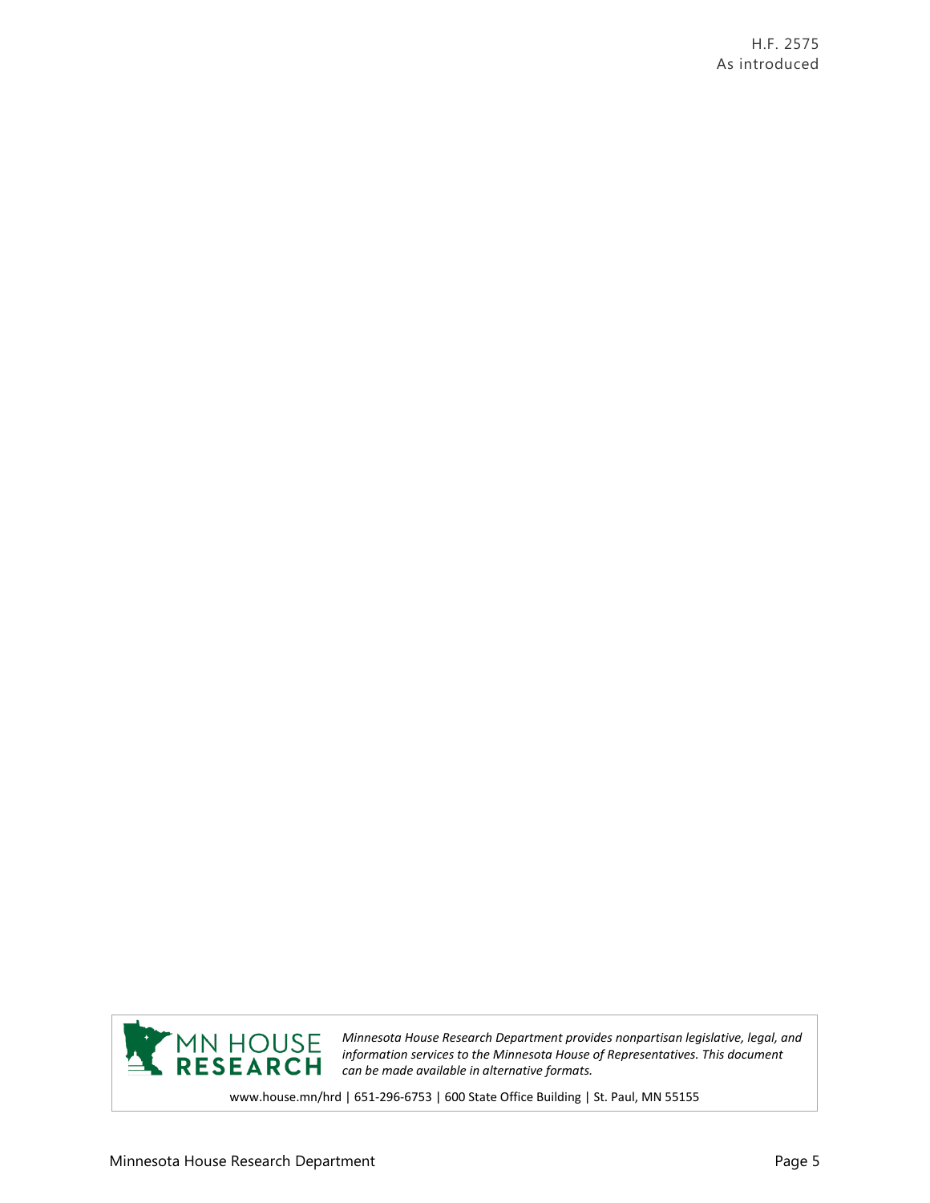MN HOUSE RESEARCH

*Minnesota House Research Department provides nonpartisan legislative, legal, and information services to the Minnesota House of Representatives. This document can be made available in alternative formats.*

www.house.mn/hrd | 651-296-6753 | 600 State Office Building | St. Paul, MN 55155